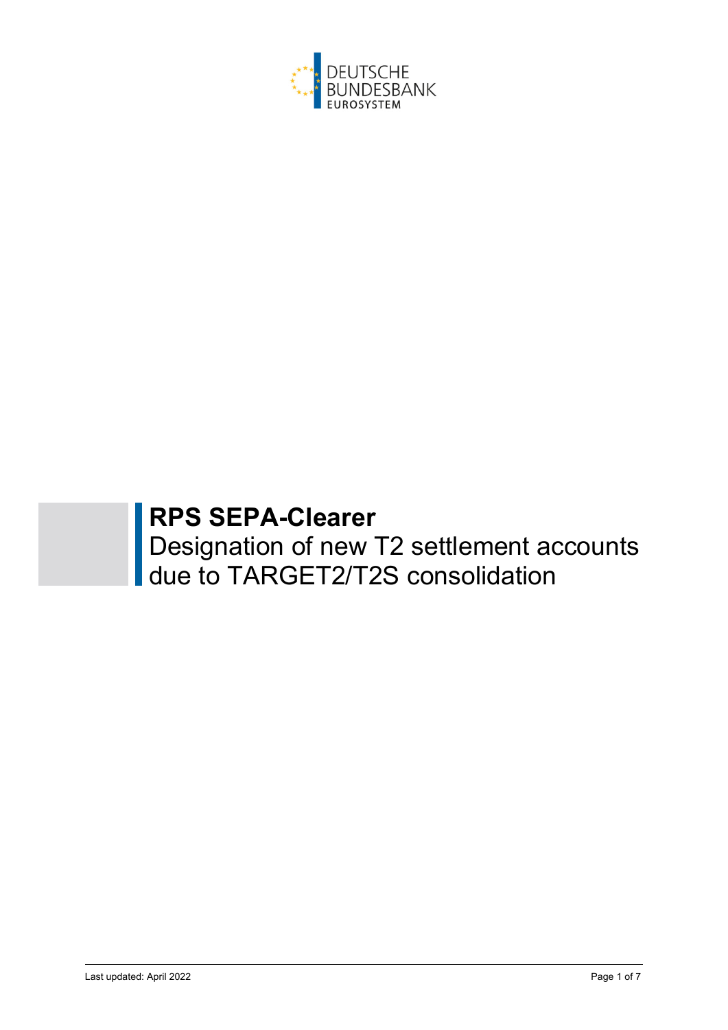DEUTSCHE BUNDESBANK
EUROSYSTEM

# RPS SEPA-Clearer

Designation of new T2 settlement accounts due to TARGET2/T2S consolidation

Last updated: April 2022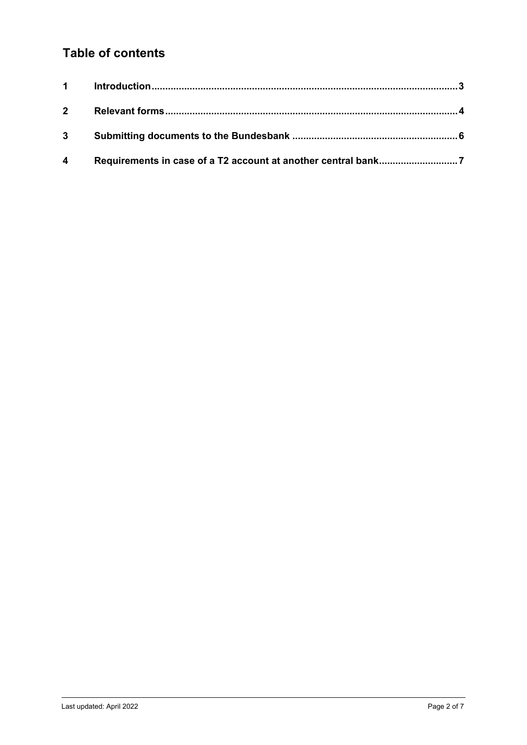## Table of contents

| | | |
|---|---|---|
| 1 | Introduction | 3 |
| 2 | Relevant forms | 4 |
| 3 | Submitting documents to the Bundesbank | 6 |
| 4 | Requirements in case of a T2 account at another central bank | 7 |

Last updated: April 2022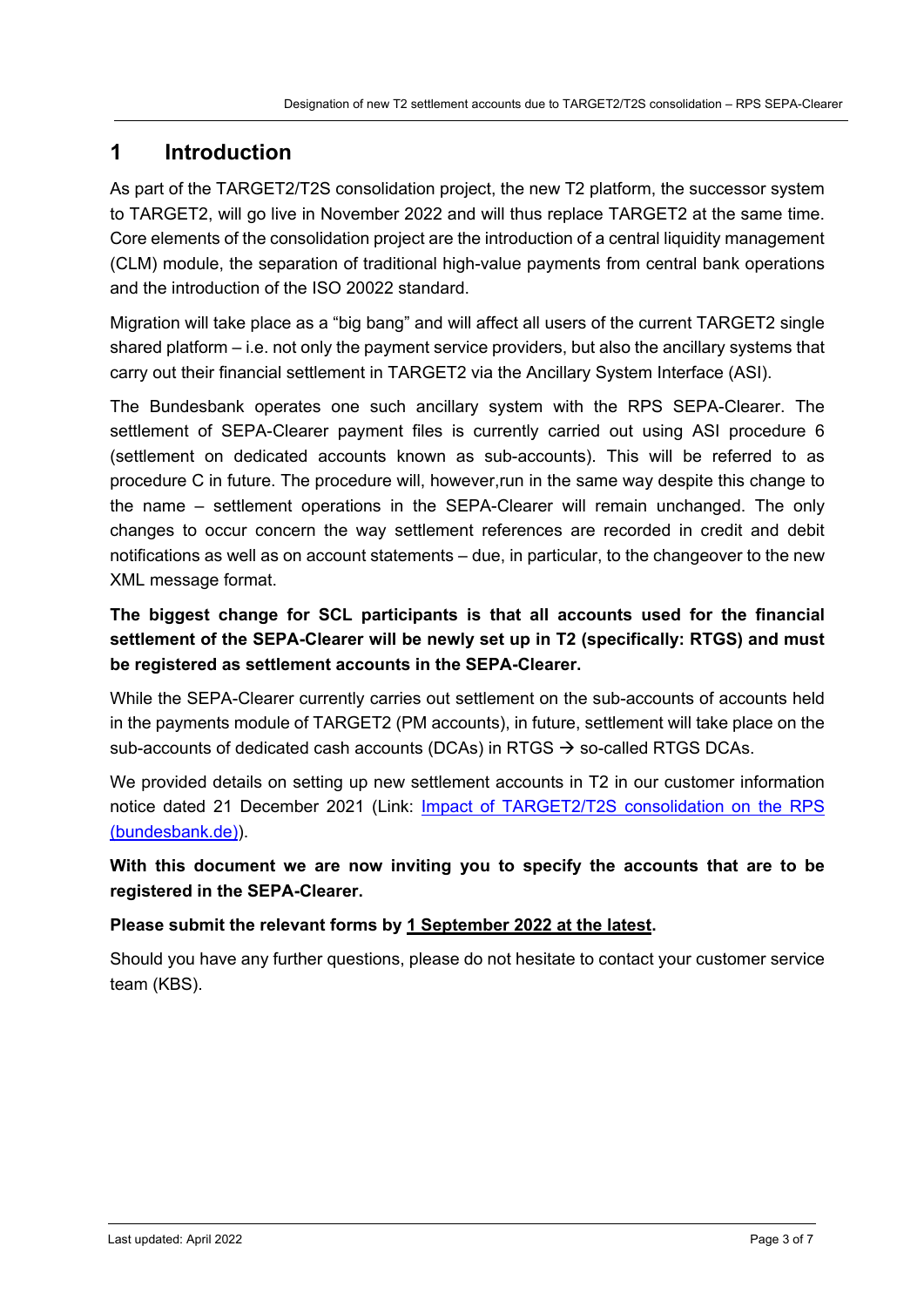# 1 Introduction

As part of the TARGET2/T2S consolidation project, the new T2 platform, the successor system to TARGET2, will go live in November 2022 and will thus replace TARGET2 at the same time. Core elements of the consolidation project are the introduction of a central liquidity management (CLM) module, the separation of traditional high-value payments from central bank operations and the introduction of the ISO 20022 standard.

Migration will take place as a "big bang" and will affect all users of the current TARGET2 single shared platform – i.e. not only the payment service providers, but also the ancillary systems that carry out their financial settlement in TARGET2 via the Ancillary System Interface (ASI).

The Bundesbank operates one such ancillary system with the RPS SEPA-Clearer. The settlement of SEPA-Clearer payment files is currently carried out using ASI procedure 6 (settlement on dedicated accounts known as sub-accounts). This will be referred to as procedure C in future. The procedure will, however,run in the same way despite this change to the name – settlement operations in the SEPA-Clearer will remain unchanged. The only changes to occur concern the way settlement references are recorded in credit and debit notifications as well as on account statements – due, in particular, to the changeover to the new XML message format.

**The biggest change for SCL participants is that all accounts used for the financial settlement of the SEPA-Clearer will be newly set up in T2 (specifically: RTGS) and must be registered as settlement accounts in the SEPA-Clearer.**

While the SEPA-Clearer currently carries out settlement on the sub-accounts of accounts held in the payments module of TARGET2 (PM accounts), in future, settlement will take place on the sub-accounts of dedicated cash accounts (DCAs) in RTGS → so-called RTGS DCAs.

We provided details on setting up new settlement accounts in T2 in our customer information notice dated 21 December 2021 (Link: [Impact of TARGET2/T2S consolidation on the RPS (bundesbank.de)]).

**With this document we are now inviting you to specify the accounts that are to be registered in the SEPA-Clearer.**

**Please submit the relevant forms by <u>1 September 2022 at the latest</u>.**

Should you have any further questions, please do not hesitate to contact your customer service team (KBS).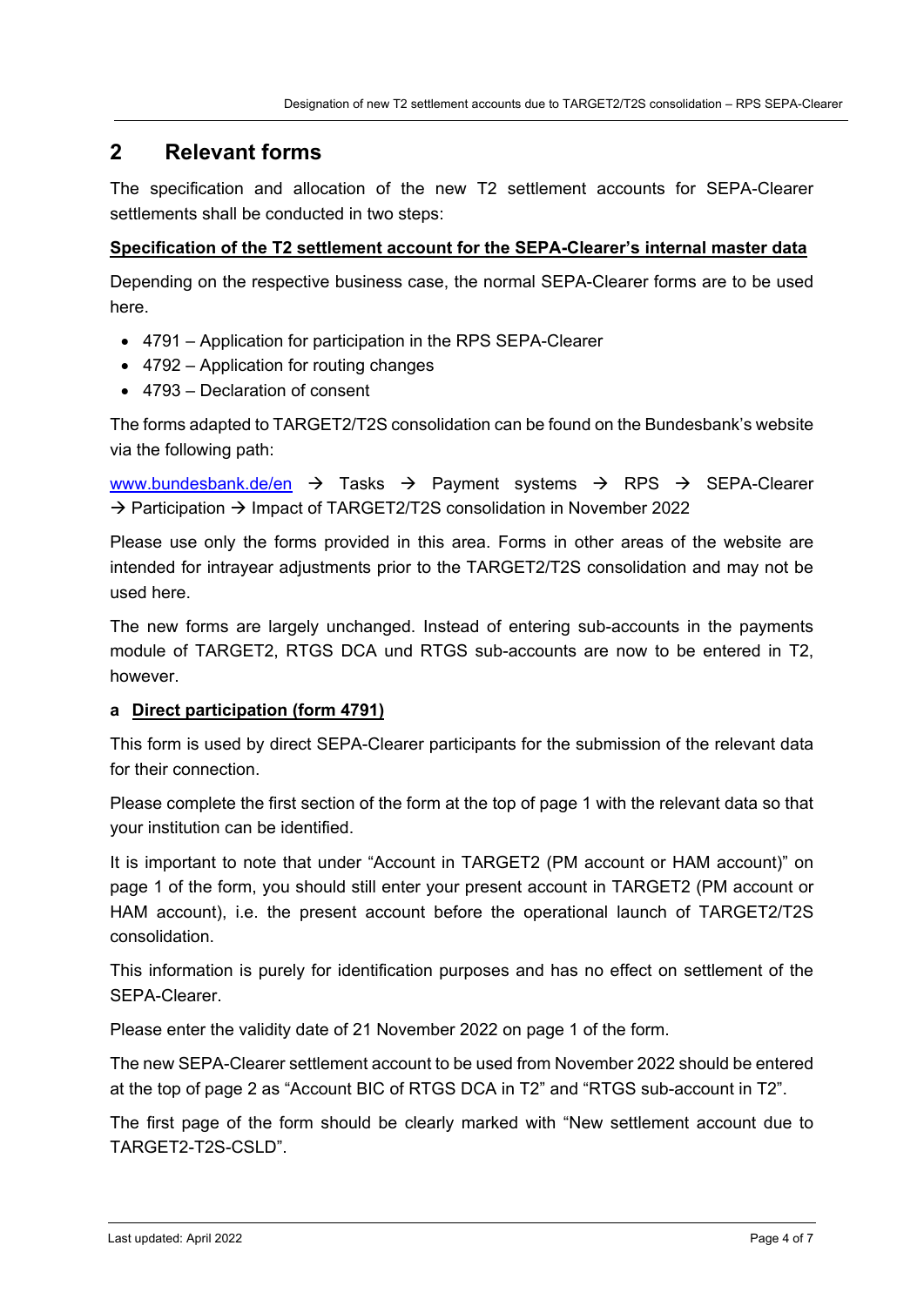## 2 Relevant forms

The specification and allocation of the new T2 settlement accounts for SEPA-Clearer settlements shall be conducted in two steps:

**Specification of the T2 settlement account for the SEPA-Clearer's internal master data**

Depending on the respective business case, the normal SEPA-Clearer forms are to be used here.

- 4791 – Application for participation in the RPS SEPA-Clearer
- 4792 – Application for routing changes
- 4793 – Declaration of consent

The forms adapted to TARGET2/T2S consolidation can be found on the Bundesbank's website via the following path:

www.bundesbank.de/en → Tasks → Payment systems → RPS → SEPA-Clearer → Participation → Impact of TARGET2/T2S consolidation in November 2022

Please use only the forms provided in this area. Forms in other areas of the website are intended for intrayear adjustments prior to the TARGET2/T2S consolidation and may not be used here.

The new forms are largely unchanged. Instead of entering sub-accounts in the payments module of TARGET2, RTGS DCA und RTGS sub-accounts are now to be entered in T2, however.

**a Direct participation (form 4791)**

This form is used by direct SEPA-Clearer participants for the submission of the relevant data for their connection.

Please complete the first section of the form at the top of page 1 with the relevant data so that your institution can be identified.

It is important to note that under "Account in TARGET2 (PM account or HAM account)" on page 1 of the form, you should still enter your present account in TARGET2 (PM account or HAM account), i.e. the present account before the operational launch of TARGET2/T2S consolidation.

This information is purely for identification purposes and has no effect on settlement of the SEPA-Clearer.

Please enter the validity date of 21 November 2022 on page 1 of the form.

The new SEPA-Clearer settlement account to be used from November 2022 should be entered at the top of page 2 as "Account BIC of RTGS DCA in T2" and "RTGS sub-account in T2".

The first page of the form should be clearly marked with "New settlement account due to TARGET2-T2S-CSLD".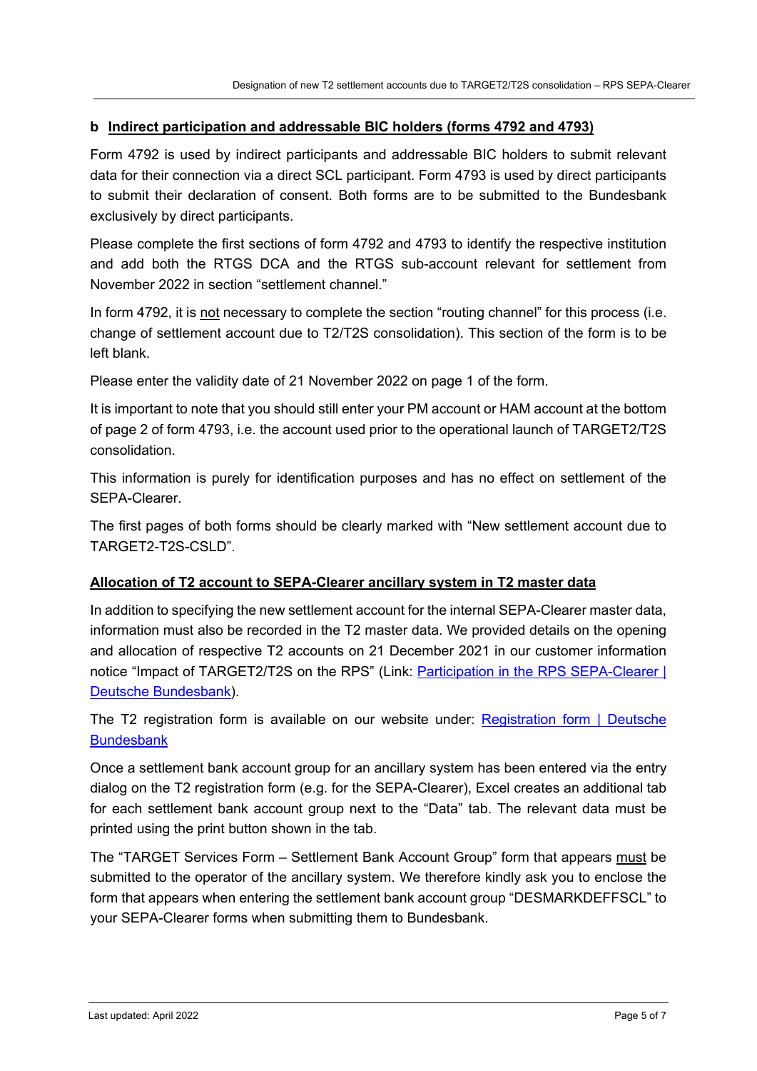### b Indirect participation and addressable BIC holders (forms 4792 and 4793)

Form 4792 is used by indirect participants and addressable BIC holders to submit relevant data for their connection via a direct SCL participant. Form 4793 is used by direct participants to submit their declaration of consent. Both forms are to be submitted to the Bundesbank exclusively by direct participants.

Please complete the first sections of form 4792 and 4793 to identify the respective institution and add both the RTGS DCA and the RTGS sub-account relevant for settlement from November 2022 in section "settlement channel."

In form 4792, it is not necessary to complete the section "routing channel" for this process (i.e. change of settlement account due to T2/T2S consolidation). This section of the form is to be left blank.

Please enter the validity date of 21 November 2022 on page 1 of the form.

It is important to note that you should still enter your PM account or HAM account at the bottom of page 2 of form 4793, i.e. the account used prior to the operational launch of TARGET2/T2S consolidation.

This information is purely for identification purposes and has no effect on settlement of the SEPA-Clearer.

The first pages of both forms should be clearly marked with "New settlement account due to TARGET2-T2S-CSLD".

### Allocation of T2 account to SEPA-Clearer ancillary system in T2 master data

In addition to specifying the new settlement account for the internal SEPA-Clearer master data, information must also be recorded in the T2 master data. We provided details on the opening and allocation of respective T2 accounts on 21 December 2021 in our customer information notice "Impact of TARGET2/T2S on the RPS" (Link: Participation in the RPS SEPA-Clearer | Deutsche Bundesbank).

The T2 registration form is available on our website under: Registration form | Deutsche Bundesbank

Once a settlement bank account group for an ancillary system has been entered via the entry dialog on the T2 registration form (e.g. for the SEPA-Clearer), Excel creates an additional tab for each settlement bank account group next to the "Data" tab. The relevant data must be printed using the print button shown in the tab.

The "TARGET Services Form – Settlement Bank Account Group" form that appears must be submitted to the operator of the ancillary system. We therefore kindly ask you to enclose the form that appears when entering the settlement bank account group "DESMARKDEFFSCL" to your SEPA-Clearer forms when submitting them to Bundesbank.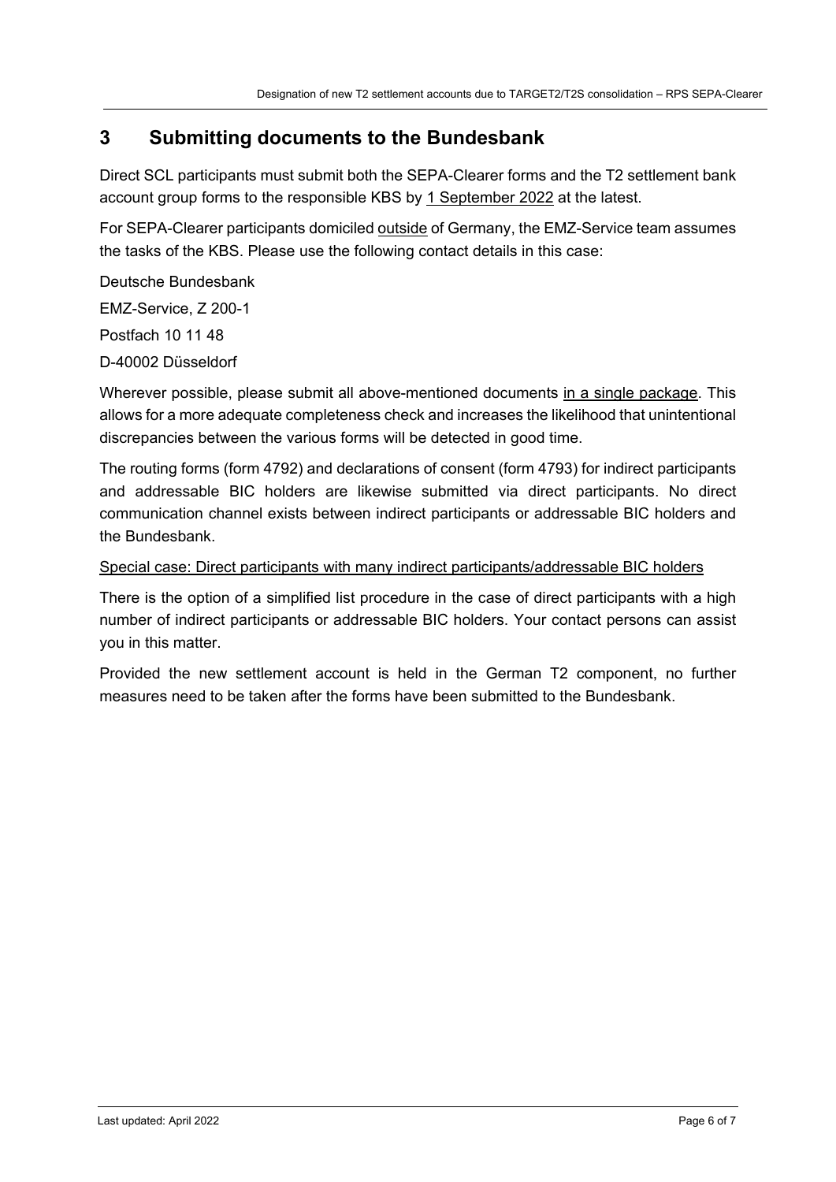## 3 Submitting documents to the Bundesbank

Direct SCL participants must submit both the SEPA-Clearer forms and the T2 settlement bank account group forms to the responsible KBS by 1 September 2022 at the latest.

For SEPA-Clearer participants domiciled outside of Germany, the EMZ-Service team assumes the tasks of the KBS. Please use the following contact details in this case:

Deutsche Bundesbank

EMZ-Service, Z 200-1

Postfach 10 11 48

D-40002 Düsseldorf

Wherever possible, please submit all above-mentioned documents in a single package. This allows for a more adequate completeness check and increases the likelihood that unintentional discrepancies between the various forms will be detected in good time.

The routing forms (form 4792) and declarations of consent (form 4793) for indirect participants and addressable BIC holders are likewise submitted via direct participants. No direct communication channel exists between indirect participants or addressable BIC holders and the Bundesbank.

Special case: Direct participants with many indirect participants/addressable BIC holders

There is the option of a simplified list procedure in the case of direct participants with a high number of indirect participants or addressable BIC holders. Your contact persons can assist you in this matter.

Provided the new settlement account is held in the German T2 component, no further measures need to be taken after the forms have been submitted to the Bundesbank.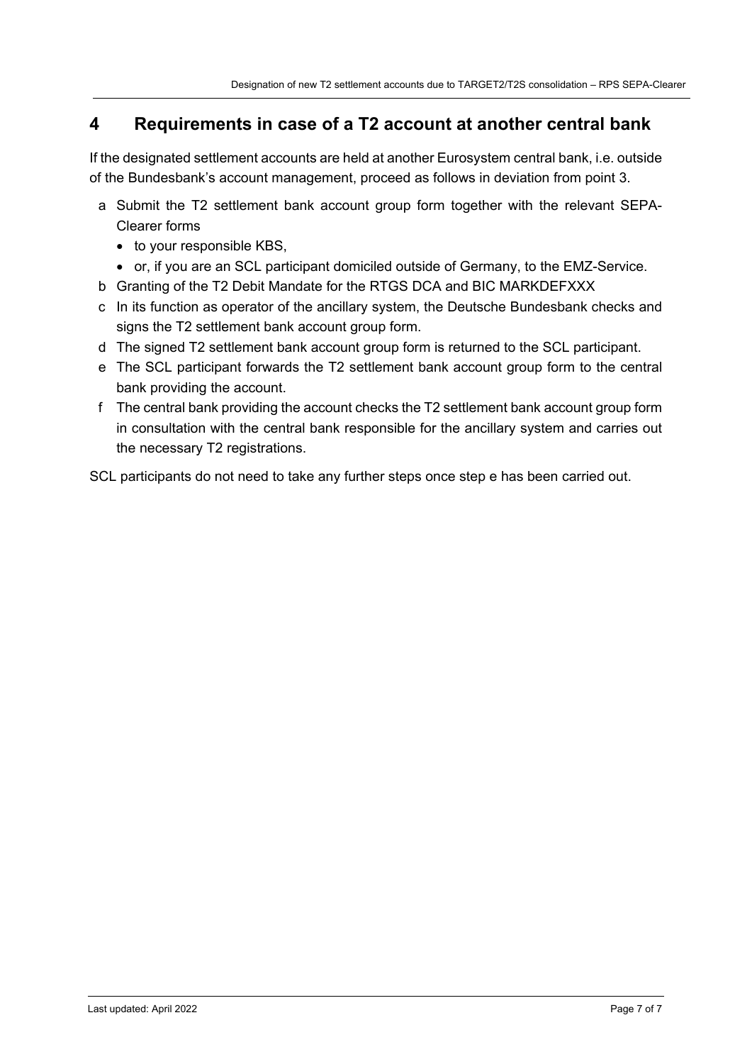## 4 Requirements in case of a T2 account at another central bank

If the designated settlement accounts are held at another Eurosystem central bank, i.e. outside of the Bundesbank's account management, proceed as follows in deviation from point 3.

a Submit the T2 settlement bank account group form together with the relevant SEPA-Clearer forms
   - to your responsible KBS,
   - or, if you are an SCL participant domiciled outside of Germany, to the EMZ-Service.

b Granting of the T2 Debit Mandate for the RTGS DCA and BIC MARKDEFXXX

c In its function as operator of the ancillary system, the Deutsche Bundesbank checks and signs the T2 settlement bank account group form.

d The signed T2 settlement bank account group form is returned to the SCL participant.

e The SCL participant forwards the T2 settlement bank account group form to the central bank providing the account.

f The central bank providing the account checks the T2 settlement bank account group form in consultation with the central bank responsible for the ancillary system and carries out the necessary T2 registrations.

SCL participants do not need to take any further steps once step e has been carried out.